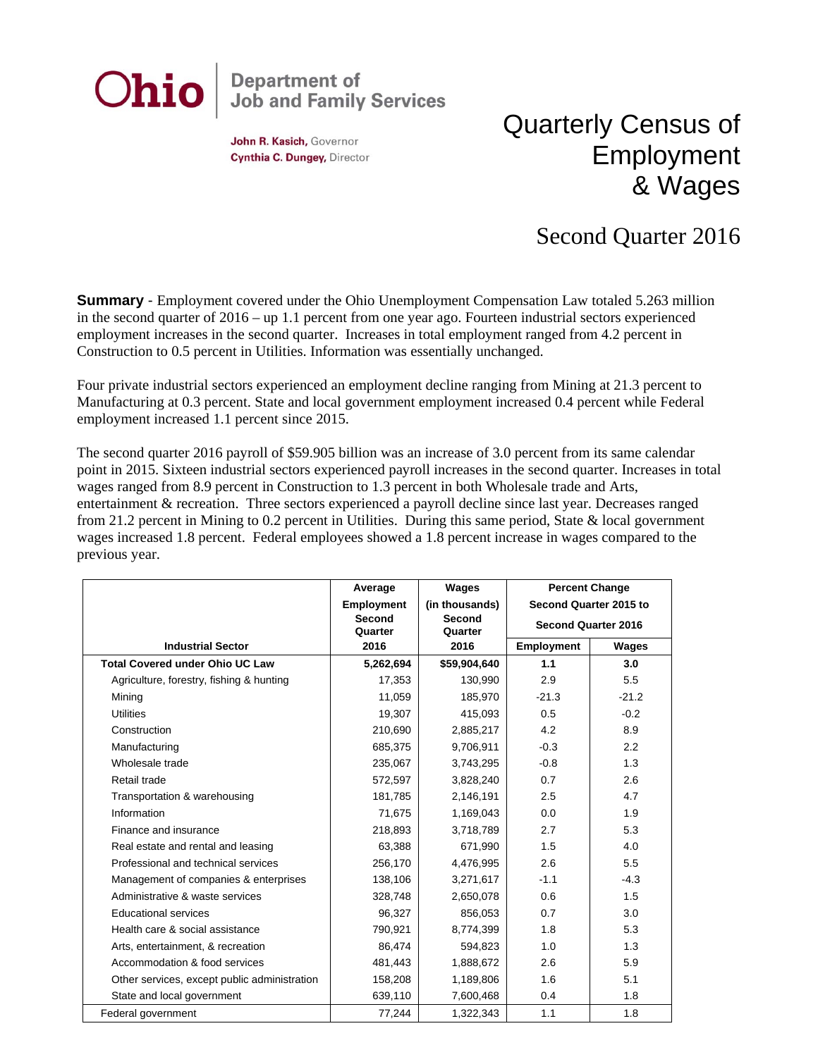**Ohio** | Department of Job and Family Services

**John R. Kasich,** Governor
**Cynthia C. Dungey,** Director

# Quarterly Census of Employment & Wages

## Second Quarter 2016

**Summary** - Employment covered under the Ohio Unemployment Compensation Law totaled 5.263 million in the second quarter of 2016 – up 1.1 percent from one year ago. Fourteen industrial sectors experienced employment increases in the second quarter. Increases in total employment ranged from 4.2 percent in Construction to 0.5 percent in Utilities. Information was essentially unchanged.

Four private industrial sectors experienced an employment decline ranging from Mining at 21.3 percent to Manufacturing at 0.3 percent. State and local government employment increased 0.4 percent while Federal employment increased 1.1 percent since 2015.

The second quarter 2016 payroll of $59.905 billion was an increase of 3.0 percent from its same calendar point in 2015. Sixteen industrial sectors experienced payroll increases in the second quarter. Increases in total wages ranged from 8.9 percent in Construction to 1.3 percent in both Wholesale trade and Arts, entertainment & recreation. Three sectors experienced a payroll decline since last year. Decreases ranged from 21.2 percent in Mining to 0.2 percent in Utilities. During this same period, State & local government wages increased 1.8 percent. Federal employees showed a 1.8 percent increase in wages compared to the previous year.

| Industrial Sector | Average Employment Second Quarter 2016 | Wages (in thousands) Second Quarter 2016 | Percent Change Second Quarter 2015 to Second Quarter 2016 | |
|---|---|---|---|---|
| | | | Employment | Wages |
| **Total Covered under Ohio UC Law** | **5,262,694** | **$59,904,640** | **1.1** | **3.0** |
| Agriculture, forestry, fishing & hunting | 17,353 | 130,990 | 2.9 | 5.5 |
| Mining | 11,059 | 185,970 | -21.3 | -21.2 |
| Utilities | 19,307 | 415,093 | 0.5 | -0.2 |
| Construction | 210,690 | 2,885,217 | 4.2 | 8.9 |
| Manufacturing | 685,375 | 9,706,911 | -0.3 | 2.2 |
| Wholesale trade | 235,067 | 3,743,295 | -0.8 | 1.3 |
| Retail trade | 572,597 | 3,828,240 | 0.7 | 2.6 |
| Transportation & warehousing | 181,785 | 2,146,191 | 2.5 | 4.7 |
| Information | 71,675 | 1,169,043 | 0.0 | 1.9 |
| Finance and insurance | 218,893 | 3,718,789 | 2.7 | 5.3 |
| Real estate and rental and leasing | 63,388 | 671,990 | 1.5 | 4.0 |
| Professional and technical services | 256,170 | 4,476,995 | 2.6 | 5.5 |
| Management of companies & enterprises | 138,106 | 3,271,617 | -1.1 | -4.3 |
| Administrative & waste services | 328,748 | 2,650,078 | 0.6 | 1.5 |
| Educational services | 96,327 | 856,053 | 0.7 | 3.0 |
| Health care & social assistance | 790,921 | 8,774,399 | 1.8 | 5.3 |
| Arts, entertainment, & recreation | 86,474 | 594,823 | 1.0 | 1.3 |
| Accommodation & food services | 481,443 | 1,888,672 | 2.6 | 5.9 |
| Other services, except public administration | 158,208 | 1,189,806 | 1.6 | 5.1 |
| State and local government | 639,110 | 7,600,468 | 0.4 | 1.8 |
| Federal government | 77,244 | 1,322,343 | 1.1 | 1.8 |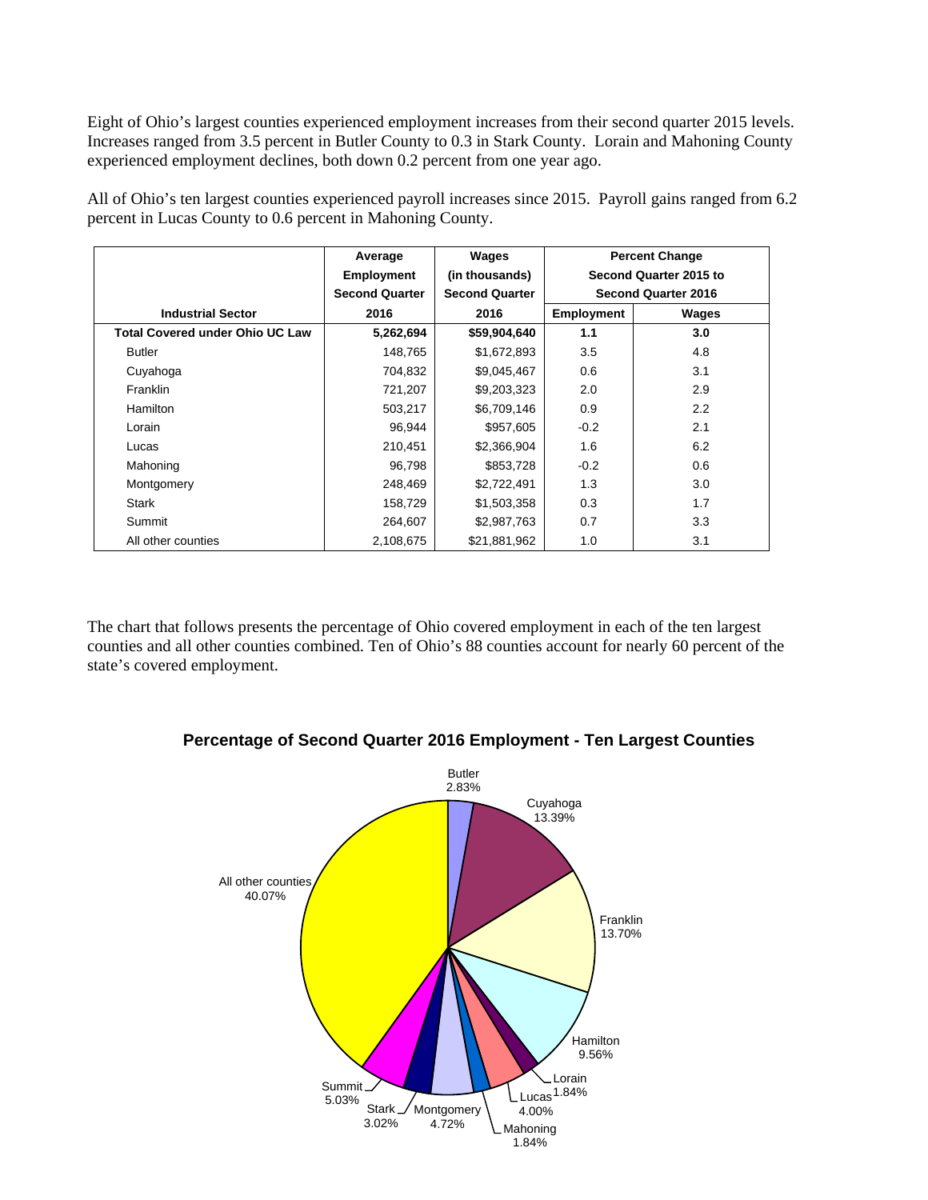Eight of Ohio's largest counties experienced employment increases from their second quarter 2015 levels. Increases ranged from 3.5 percent in Butler County to 0.3 in Stark County. Lorain and Mahoning County experienced employment declines, both down 0.2 percent from one year ago.

All of Ohio's ten largest counties experienced payroll increases since 2015. Payroll gains ranged from 6.2 percent in Lucas County to 0.6 percent in Mahoning County.

| Industrial Sector | Average Employment Second Quarter 2016 | Wages (in thousands) Second Quarter 2016 | Percent Change Second Quarter 2015 to Second Quarter 2016 | |
|---|---|---|---|---|
| | | | Employment | Wages |
| **Total Covered under Ohio UC Law** | **5,262,694** | **$59,904,640** | **1.1** | **3.0** |
| Butler | 148,765 | $1,672,893 | 3.5 | 4.8 |
| Cuyahoga | 704,832 | $9,045,467 | 0.6 | 3.1 |
| Franklin | 721,207 | $9,203,323 | 2.0 | 2.9 |
| Hamilton | 503,217 | $6,709,146 | 0.9 | 2.2 |
| Lorain | 96,944 | $957,605 | -0.2 | 2.1 |
| Lucas | 210,451 | $2,366,904 | 1.6 | 6.2 |
| Mahoning | 96,798 | $853,728 | -0.2 | 0.6 |
| Montgomery | 248,469 | $2,722,491 | 1.3 | 3.0 |
| Stark | 158,729 | $1,503,358 | 0.3 | 1.7 |
| Summit | 264,607 | $2,987,763 | 0.7 | 3.3 |
| All other counties | 2,108,675 | $21,881,962 | 1.0 | 3.1 |

The chart that follows presents the percentage of Ohio covered employment in each of the ten largest counties and all other counties combined. Ten of Ohio's 88 counties account for nearly 60 percent of the state's covered employment.

**Percentage of Second Quarter 2016 Employment - Ten Largest Counties**

Butler 2.83%
Cuyahoga 13.39%
Franklin 13.70%
Hamilton 9.56%
Lorain 1.84%
Lucas 4.00%
Mahoning 1.84%
Montgomery 4.72%
Stark 3.02%
Summit 5.03%
All other counties 40.07%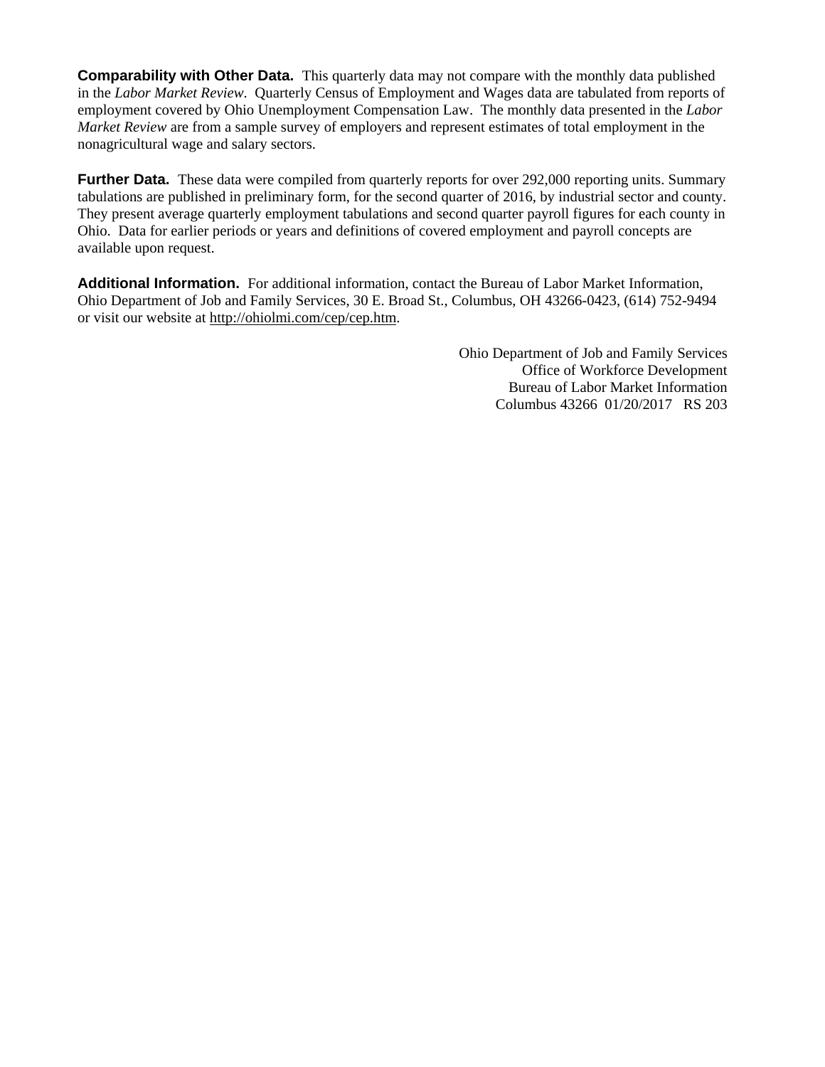**Comparability with Other Data.** This quarterly data may not compare with the monthly data published in the *Labor Market Review*. Quarterly Census of Employment and Wages data are tabulated from reports of employment covered by Ohio Unemployment Compensation Law. The monthly data presented in the *Labor Market Review* are from a sample survey of employers and represent estimates of total employment in the nonagricultural wage and salary sectors.

**Further Data.** These data were compiled from quarterly reports for over 292,000 reporting units. Summary tabulations are published in preliminary form, for the second quarter of 2016, by industrial sector and county. They present average quarterly employment tabulations and second quarter payroll figures for each county in Ohio. Data for earlier periods or years and definitions of covered employment and payroll concepts are available upon request.

**Additional Information.** For additional information, contact the Bureau of Labor Market Information, Ohio Department of Job and Family Services, 30 E. Broad St., Columbus, OH 43266-0423, (614) 752-9494 or visit our website at http://ohiolmi.com/cep/cep.htm.

Ohio Department of Job and Family Services
Office of Workforce Development
Bureau of Labor Market Information
Columbus 43266 01/20/2017 RS 203